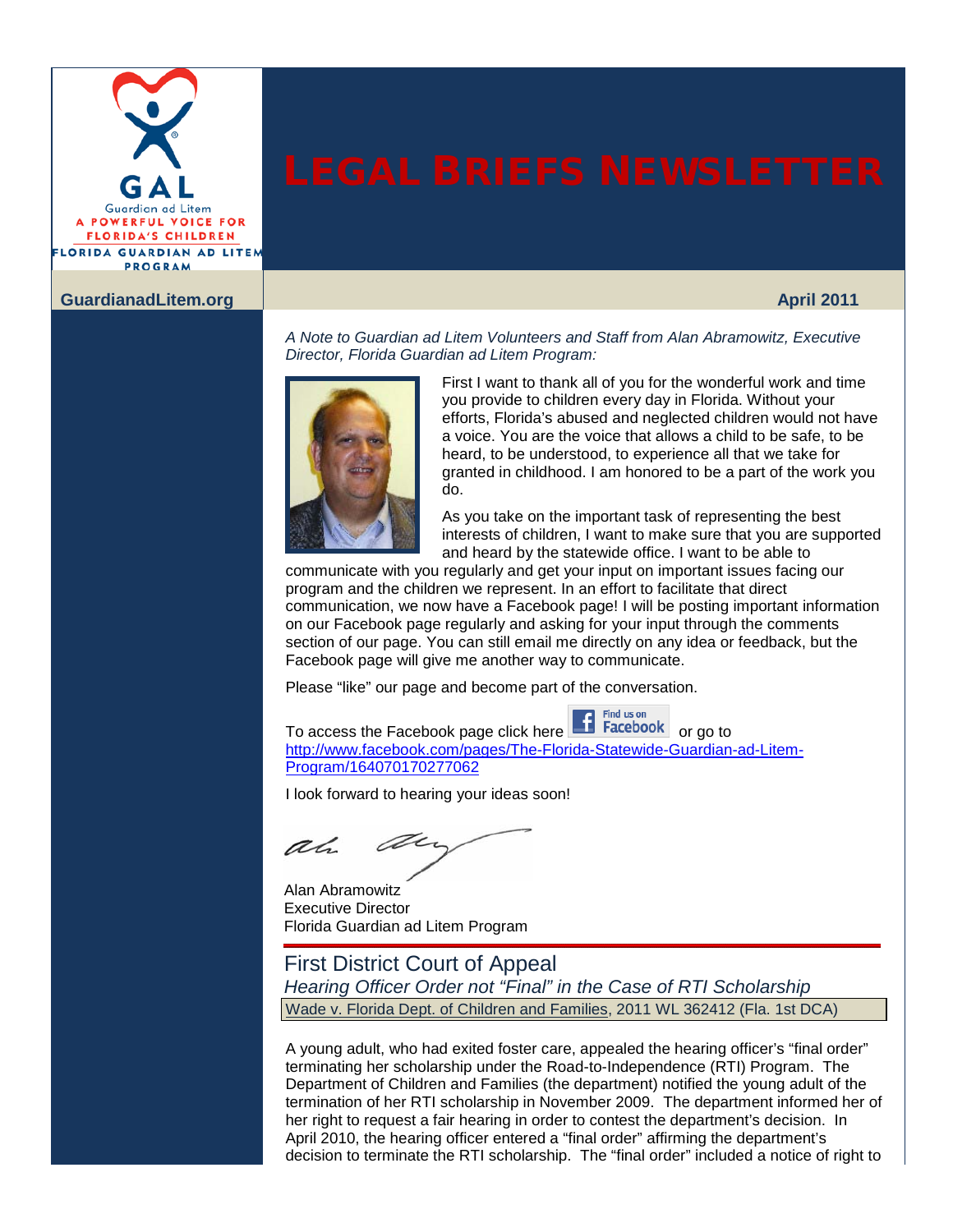GAL

Guardian ad Litem

A POWERFUL VOICE FOR FLORIDA'S CHILDREN

FLORIDA GUARDIAN AD LITEM PROGRAM

# LEGAL BRIEFS NEWSLETTER

**GuardianadLitem.org**

**April 2011**

*A Note to Guardian ad Litem Volunteers and Staff from Alan Abramowitz, Executive Director, Florida Guardian ad Litem Program:*

First I want to thank all of you for the wonderful work and time you provide to children every day in Florida. Without your efforts, Florida's abused and neglected children would not have a voice. You are the voice that allows a child to be safe, to be heard, to be understood, to experience all that we take for granted in childhood. I am honored to be a part of the work you do.

As you take on the important task of representing the best interests of children, I want to make sure that you are supported and heard by the statewide office. I want to be able to communicate with you regularly and get your input on important issues facing our program and the children we represent. In an effort to facilitate that direct communication, we now have a Facebook page! I will be posting important information on our Facebook page regularly and asking for your input through the comments section of our page. You can still email me directly on any idea or feedback, but the Facebook page will give me another way to communicate.

Please "like" our page and become part of the conversation.

To access the Facebook page click here [Find us on Facebook] or go to http://www.facebook.com/pages/The-Florida-Statewide-Guardian-ad-Litem-Program/164070170277062

I look forward to hearing your ideas soon!

Alan Abramowitz
Executive Director
Florida Guardian ad Litem Program

## First District Court of Appeal

### *Hearing Officer Order not "Final" in the Case of RTI Scholarship*

Wade v. Florida Dept. of Children and Families, 2011 WL 362412 (Fla. 1st DCA)

A young adult, who had exited foster care, appealed the hearing officer's "final order" terminating her scholarship under the Road-to-Independence (RTI) Program. The Department of Children and Families (the department) notified the young adult of the termination of her RTI scholarship in November 2009. The department informed her of her right to request a fair hearing in order to contest the department's decision. In April 2010, the hearing officer entered a "final order" affirming the department's decision to terminate the RTI scholarship. The "final order" included a notice of right to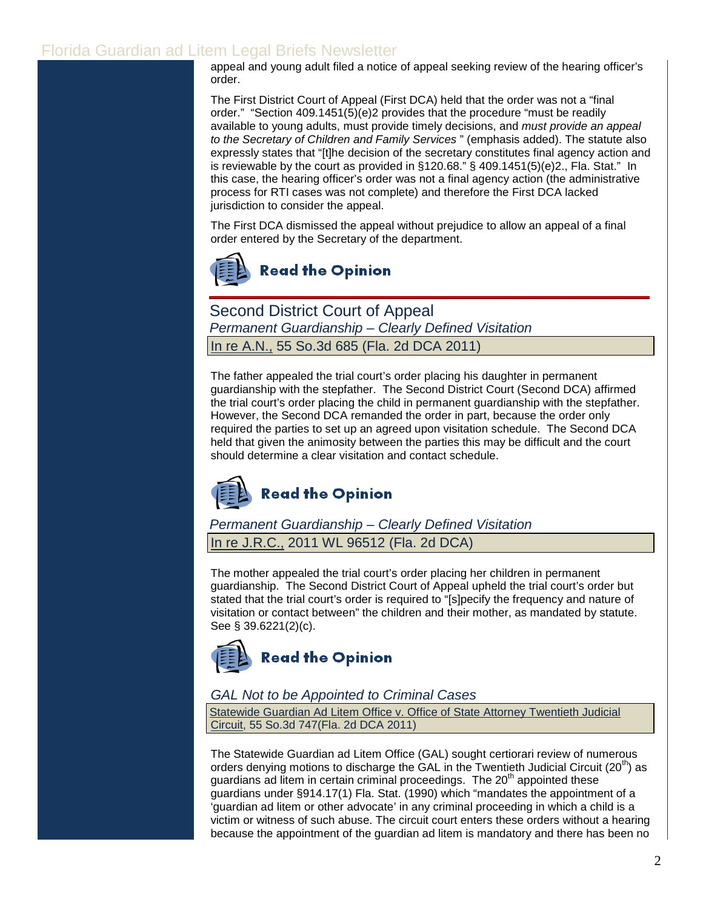appeal and young adult filed a notice of appeal seeking review of the hearing officer's order.

The First District Court of Appeal (First DCA) held that the order was not a "final order." "Section 409.1451(5)(e)2 provides that the procedure "must be readily available to young adults, must provide timely decisions, and *must provide an appeal to the Secretary of Children and Family Services* " (emphasis added). The statute also expressly states that "[t]he decision of the secretary constitutes final agency action and is reviewable by the court as provided in §120.68." § 409.1451(5)(e)2., Fla. Stat." In this case, the hearing officer's order was not a final agency action (the administrative process for RTI cases was not complete) and therefore the First DCA lacked jurisdiction to consider the appeal.

The First DCA dismissed the appeal without prejudice to allow an appeal of a final order entered by the Secretary of the department.

**Read the Opinion**

## Second District Court of Appeal

*Permanent Guardianship – Clearly Defined Visitation*

In re A.N., 55 So.3d 685 (Fla. 2d DCA 2011)

The father appealed the trial court's order placing his daughter in permanent guardianship with the stepfather. The Second District Court (Second DCA) affirmed the trial court's order placing the child in permanent guardianship with the stepfather. However, the Second DCA remanded the order in part, because the order only required the parties to set up an agreed upon visitation schedule. The Second DCA held that given the animosity between the parties this may be difficult and the court should determine a clear visitation and contact schedule.

**Read the Opinion**

*Permanent Guardianship – Clearly Defined Visitation*

In re J.R.C., 2011 WL 96512 (Fla. 2d DCA)

The mother appealed the trial court's order placing her children in permanent guardianship. The Second District Court of Appeal upheld the trial court's order but stated that the trial court's order is required to "[s]pecify the frequency and nature of visitation or contact between" the children and their mother, as mandated by statute. See § 39.6221(2)(c).

**Read the Opinion**

*GAL Not to be Appointed to Criminal Cases*

Statewide Guardian Ad Litem Office v. Office of State Attorney Twentieth Judicial Circuit, 55 So.3d 747(Fla. 2d DCA 2011)

The Statewide Guardian ad Litem Office (GAL) sought certiorari review of numerous orders denying motions to discharge the GAL in the Twentieth Judicial Circuit (20th) as guardians ad litem in certain criminal proceedings. The 20th appointed these guardians under §914.17(1) Fla. Stat. (1990) which "mandates the appointment of a 'guardian ad litem or other advocate' in any criminal proceeding in which a child is a victim or witness of such abuse. The circuit court enters these orders without a hearing because the appointment of the guardian ad litem is mandatory and there has been no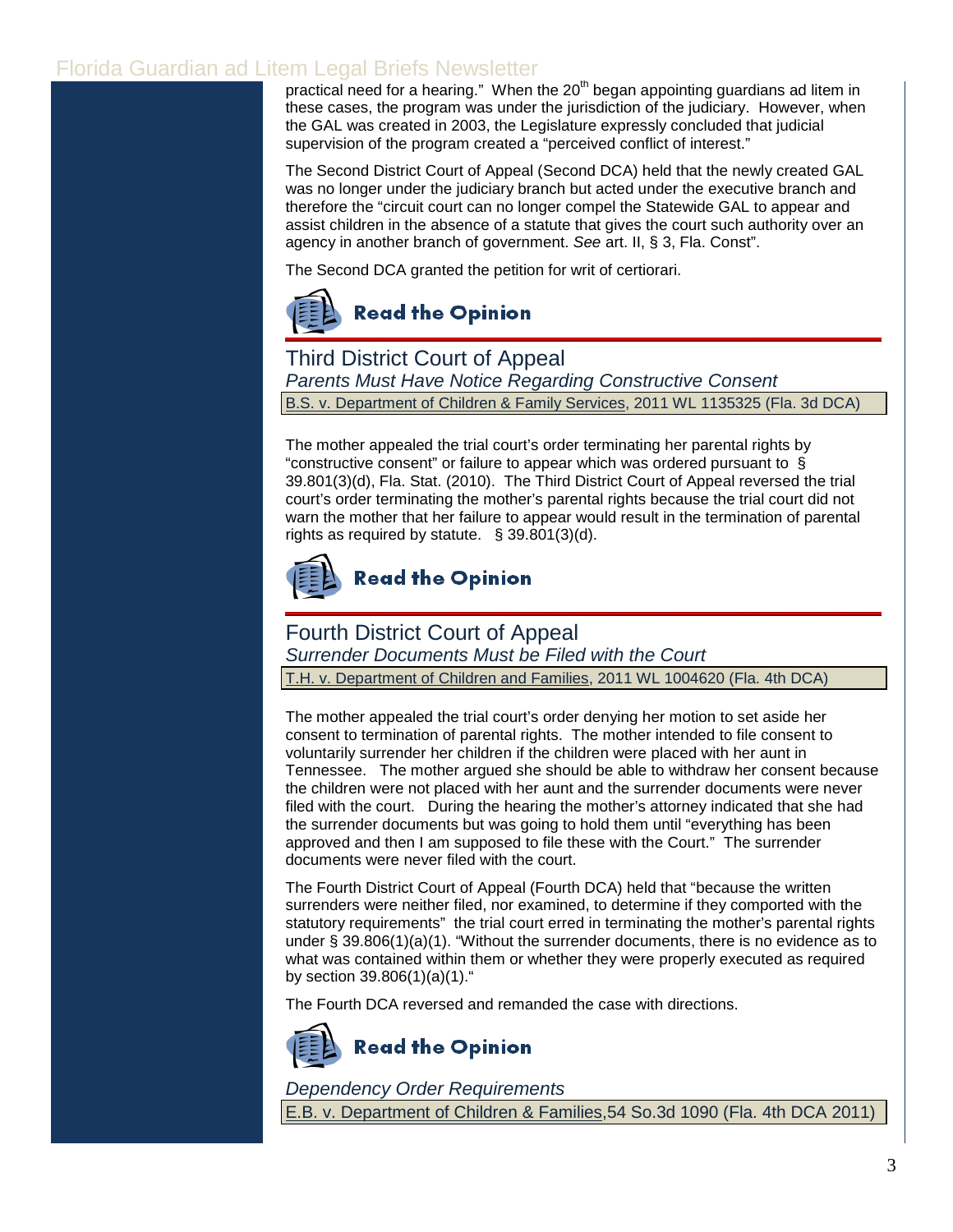practical need for a hearing." When the 20[th] began appointing guardians ad litem in these cases, the program was under the jurisdiction of the judiciary. However, when the GAL was created in 2003, the Legislature expressly concluded that judicial supervision of the program created a "perceived conflict of interest."

The Second District Court of Appeal (Second DCA) held that the newly created GAL was no longer under the judiciary branch but acted under the executive branch and therefore the "circuit court can no longer compel the Statewide GAL to appear and assist children in the absence of a statute that gives the court such authority over an agency in another branch of government. *See* art. II, § 3, Fla. Const".

The Second DCA granted the petition for writ of certiorari.

**Read the Opinion**

## Third District Court of Appeal

*Parents Must Have Notice Regarding Constructive Consent*

B.S. v. Department of Children & Family Services, 2011 WL 1135325 (Fla. 3d DCA)

The mother appealed the trial court's order terminating her parental rights by "constructive consent" or failure to appear which was ordered pursuant to § 39.801(3)(d), Fla. Stat. (2010). The Third District Court of Appeal reversed the trial court's order terminating the mother's parental rights because the trial court did not warn the mother that her failure to appear would result in the termination of parental rights as required by statute. § 39.801(3)(d).

**Read the Opinion**

## Fourth District Court of Appeal

*Surrender Documents Must be Filed with the Court*

T.H. v. Department of Children and Families, 2011 WL 1004620 (Fla. 4th DCA)

The mother appealed the trial court's order denying her motion to set aside her consent to termination of parental rights. The mother intended to file consent to voluntarily surrender her children if the children were placed with her aunt in Tennessee. The mother argued she should be able to withdraw her consent because the children were not placed with her aunt and the surrender documents were never filed with the court. During the hearing the mother's attorney indicated that she had the surrender documents but was going to hold them until "everything has been approved and then I am supposed to file these with the Court." The surrender documents were never filed with the court.

The Fourth District Court of Appeal (Fourth DCA) held that "because the written surrenders were neither filed, nor examined, to determine if they comported with the statutory requirements" the trial court erred in terminating the mother's parental rights under § 39.806(1)(a)(1). "Without the surrender documents, there is no evidence as to what was contained within them or whether they were properly executed as required by section 39.806(1)(a)(1)."

The Fourth DCA reversed and remanded the case with directions.

**Read the Opinion**

*Dependency Order Requirements*

E.B. v. Department of Children & Families, 54 So.3d 1090 (Fla. 4th DCA 2011)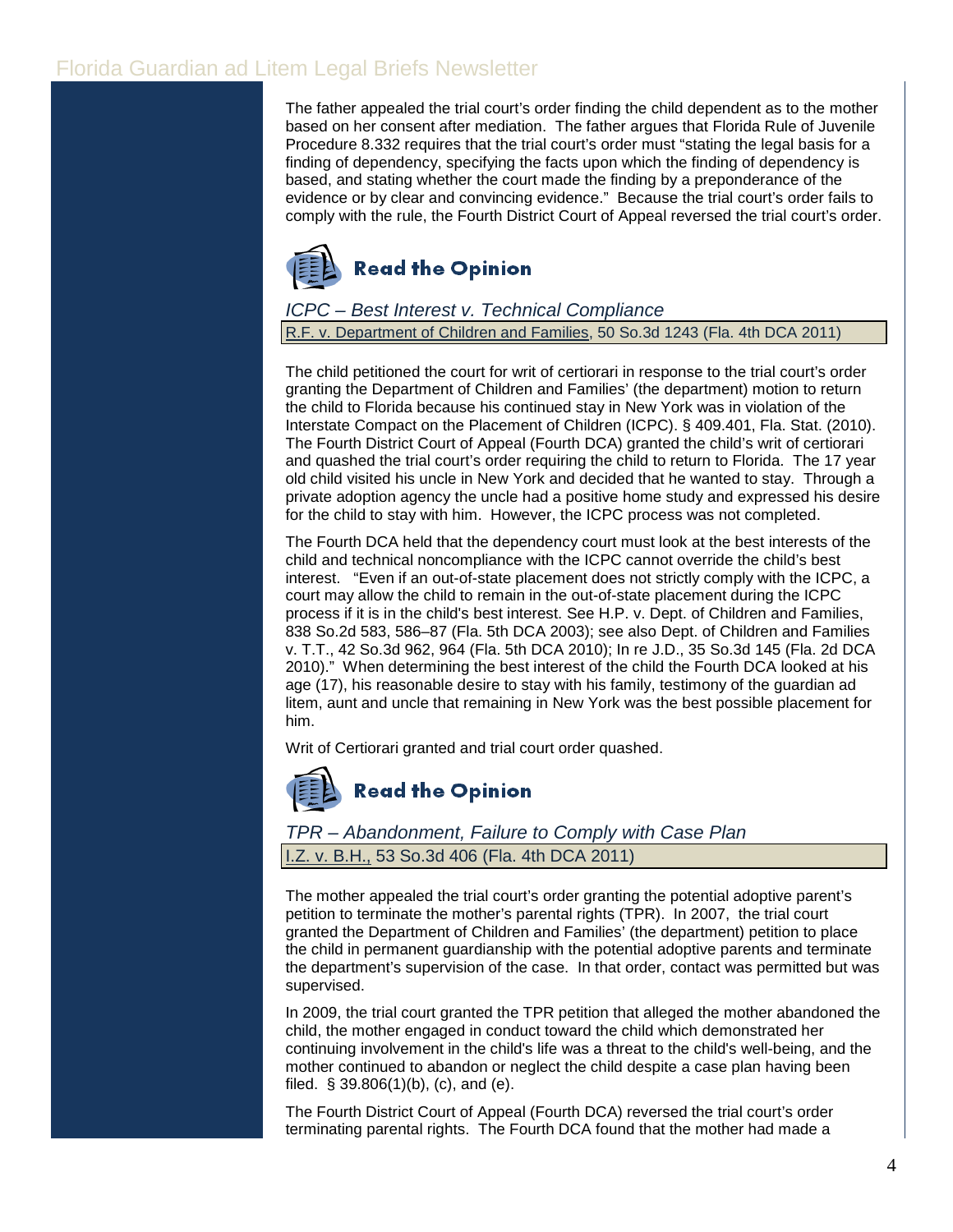The father appealed the trial court's order finding the child dependent as to the mother based on her consent after mediation. The father argues that Florida Rule of Juvenile Procedure 8.332 requires that the trial court's order must "stating the legal basis for a finding of dependency, specifying the facts upon which the finding of dependency is based, and stating whether the court made the finding by a preponderance of the evidence or by clear and convincing evidence." Because the trial court's order fails to comply with the rule, the Fourth District Court of Appeal reversed the trial court's order.

**Read the Opinion**

### *ICPC – Best Interest v. Technical Compliance*

R.F. v. Department of Children and Families, 50 So.3d 1243 (Fla. 4th DCA 2011)

The child petitioned the court for writ of certiorari in response to the trial court's order granting the Department of Children and Families' (the department) motion to return the child to Florida because his continued stay in New York was in violation of the Interstate Compact on the Placement of Children (ICPC). § 409.401, Fla. Stat. (2010). The Fourth District Court of Appeal (Fourth DCA) granted the child's writ of certiorari and quashed the trial court's order requiring the child to return to Florida. The 17 year old child visited his uncle in New York and decided that he wanted to stay. Through a private adoption agency the uncle had a positive home study and expressed his desire for the child to stay with him. However, the ICPC process was not completed.

The Fourth DCA held that the dependency court must look at the best interests of the child and technical noncompliance with the ICPC cannot override the child's best interest. "Even if an out-of-state placement does not strictly comply with the ICPC, a court may allow the child to remain in the out-of-state placement during the ICPC process if it is in the child's best interest. See H.P. v. Dept. of Children and Families, 838 So.2d 583, 586–87 (Fla. 5th DCA 2003); see also Dept. of Children and Families v. T.T., 42 So.3d 962, 964 (Fla. 5th DCA 2010); In re J.D., 35 So.3d 145 (Fla. 2d DCA 2010)." When determining the best interest of the child the Fourth DCA looked at his age (17), his reasonable desire to stay with his family, testimony of the guardian ad litem, aunt and uncle that remaining in New York was the best possible placement for him.

Writ of Certiorari granted and trial court order quashed.

**Read the Opinion**

### *TPR – Abandonment, Failure to Comply with Case Plan*

I.Z. v. B.H., 53 So.3d 406 (Fla. 4th DCA 2011)

The mother appealed the trial court's order granting the potential adoptive parent's petition to terminate the mother's parental rights (TPR). In 2007, the trial court granted the Department of Children and Families' (the department) petition to place the child in permanent guardianship with the potential adoptive parents and terminate the department's supervision of the case. In that order, contact was permitted but was supervised.

In 2009, the trial court granted the TPR petition that alleged the mother abandoned the child, the mother engaged in conduct toward the child which demonstrated her continuing involvement in the child's life was a threat to the child's well-being, and the mother continued to abandon or neglect the child despite a case plan having been filed. § 39.806(1)(b), (c), and (e).

The Fourth District Court of Appeal (Fourth DCA) reversed the trial court's order terminating parental rights. The Fourth DCA found that the mother had made a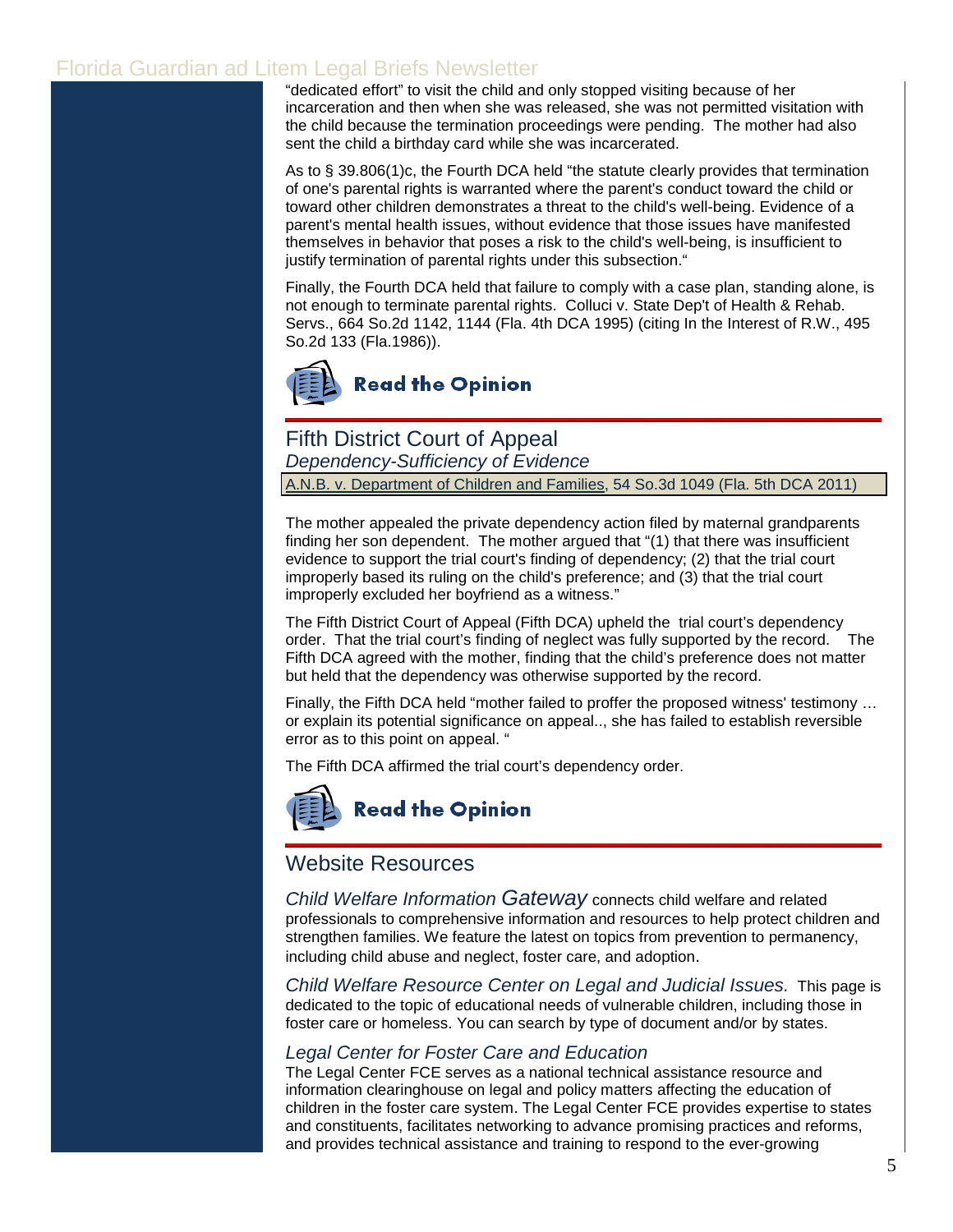"dedicated effort" to visit the child and only stopped visiting because of her incarceration and then when she was released, she was not permitted visitation with the child because the termination proceedings were pending. The mother had also sent the child a birthday card while she was incarcerated.

As to § 39.806(1)c, the Fourth DCA held "the statute clearly provides that termination of one's parental rights is warranted where the parent's conduct toward the child or toward other children demonstrates a threat to the child's well-being. Evidence of a parent's mental health issues, without evidence that those issues have manifested themselves in behavior that poses a risk to the child's well-being, is insufficient to justify termination of parental rights under this subsection."

Finally, the Fourth DCA held that failure to comply with a case plan, standing alone, is not enough to terminate parental rights. Colluci v. State Dep't of Health & Rehab. Servs., 664 So.2d 1142, 1144 (Fla. 4th DCA 1995) (citing In the Interest of R.W., 495 So.2d 133 (Fla.1986)).

**Read the Opinion**

## Fifth District Court of Appeal

*Dependency-Sufficiency of Evidence*

A.N.B. v. Department of Children and Families, 54 So.3d 1049 (Fla. 5th DCA 2011)

The mother appealed the private dependency action filed by maternal grandparents finding her son dependent. The mother argued that "(1) that there was insufficient evidence to support the trial court's finding of dependency; (2) that the trial court improperly based its ruling on the child's preference; and (3) that the trial court improperly excluded her boyfriend as a witness."

The Fifth District Court of Appeal (Fifth DCA) upheld the trial court's dependency order. That the trial court's finding of neglect was fully supported by the record. The Fifth DCA agreed with the mother, finding that the child's preference does not matter but held that the dependency was otherwise supported by the record.

Finally, the Fifth DCA held "mother failed to proffer the proposed witness' testimony … or explain its potential significance on appeal.., she has failed to establish reversible error as to this point on appeal. "

The Fifth DCA affirmed the trial court's dependency order.

**Read the Opinion**

## Website Resources

*Child Welfare Information Gateway* connects child welfare and related professionals to comprehensive information and resources to help protect children and strengthen families. We feature the latest on topics from prevention to permanency, including child abuse and neglect, foster care, and adoption.

*Child Welfare Resource Center on Legal and Judicial Issues.* This page is dedicated to the topic of educational needs of vulnerable children, including those in foster care or homeless. You can search by type of document and/or by states.

*Legal Center for Foster Care and Education*

The Legal Center FCE serves as a national technical assistance resource and information clearinghouse on legal and policy matters affecting the education of children in the foster care system. The Legal Center FCE provides expertise to states and constituents, facilitates networking to advance promising practices and reforms, and provides technical assistance and training to respond to the ever-growing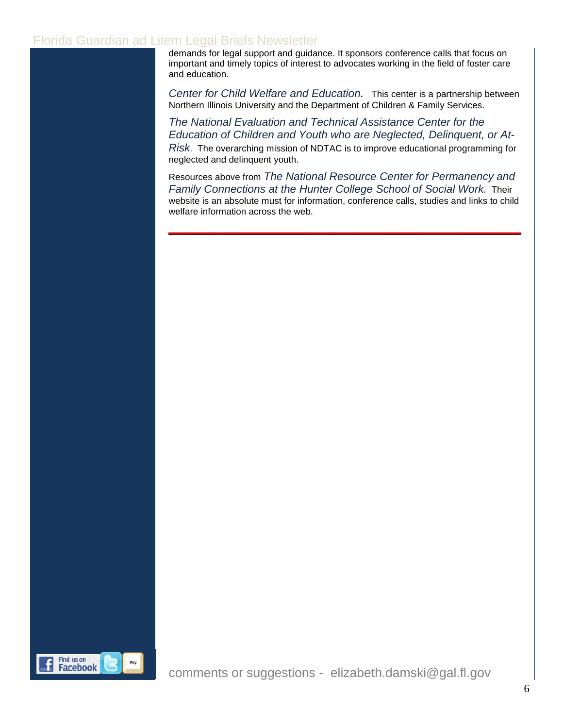demands for legal support and guidance. It sponsors conference calls that focus on important and timely topics of interest to advocates working in the field of foster care and education.

*Center for Child Welfare and Education.* This center is a partnership between Northern Illinois University and the Department of Children & Family Services.

*The National Evaluation and Technical Assistance Center for the Education of Children and Youth who are Neglected, Delinquent, or At-Risk*. The overarching mission of NDTAC is to improve educational programming for neglected and delinquent youth.

Resources above from *The National Resource Center for Permanency and Family Connections at the Hunter College School of Social Work.* Their website is an absolute must for information, conference calls, studies and links to child welfare information across the web.

---

comments or suggestions - elizabeth.damski@gal.fl.gov